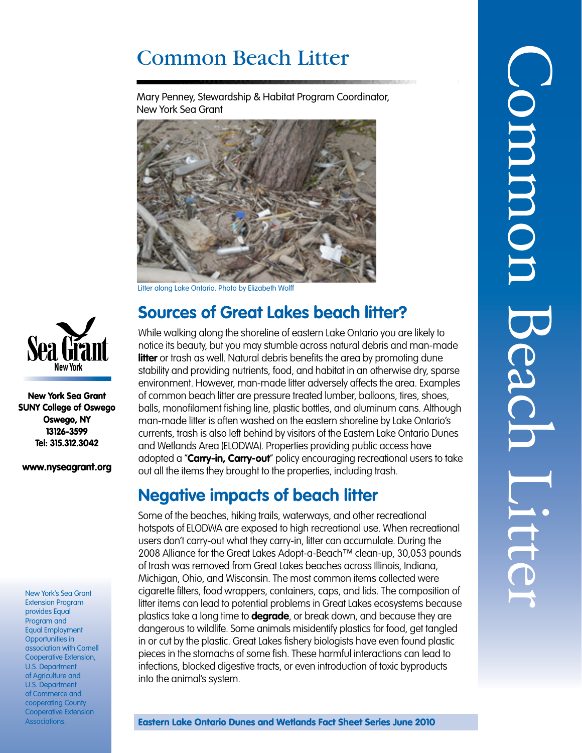# Common Beach Litter

Mary Penney, Stewardship & Habitat Program Coordinator, New York Sea Grant

Litter along Lake Ontario. Photo by Elizabeth Wolff

## Sources of Great Lakes beach litter?

While walking along the shoreline of eastern Lake Ontario you are likely to notice its beauty, but you may stumble across natural debris and man-made **litter** or trash as well. Natural debris benefits the area by promoting dune stability and providing nutrients, food, and habitat in an otherwise dry, sparse environment. However, man-made litter adversely affects the area. Examples of common beach litter are pressure treated lumber, balloons, tires, shoes, balls, monofilament fishing line, plastic bottles, and aluminum cans. Although man-made litter is often washed on the eastern shoreline by Lake Ontario's currents, trash is also left behind by visitors of the Eastern Lake Ontario Dunes and Wetlands Area (ELODWA). Properties providing public access have adopted a "**Carry-in, Carry-out**" policy encouraging recreational users to take out all the items they brought to the properties, including trash.

## Negative impacts of beach litter

Some of the beaches, hiking trails, waterways, and other recreational hotspots of ELODWA are exposed to high recreational use. When recreational users don't carry-out what they carry-in, litter can accumulate. During the 2008 Alliance for the Great Lakes Adopt-a-Beach™ clean-up, 30,053 pounds of trash was removed from Great Lakes beaches across Illinois, Indiana, Michigan, Ohio, and Wisconsin. The most common items collected were cigarette filters, food wrappers, containers, caps, and lids. The composition of litter items can lead to potential problems in Great Lakes ecosystems because plastics take a long time to **degrade**, or break down, and because they are dangerous to wildlife. Some animals misidentify plastics for food, get tangled in or cut by the plastic. Great Lakes fishery biologists have even found plastic pieces in the stomachs of some fish. These harmful interactions can lead to infections, blocked digestive tracts, or even introduction of toxic byproducts into the animal's system.

Sea Grant New York

**New York Sea Grant**
**SUNY College of Oswego**
**Oswego, NY**
**13126-3599**
**Tel: 315.312.3042**

**www.nyseagrant.org**

New York's Sea Grant Extension Program provides Equal Program and Equal Employment Opportunities in association with Cornell Cooperative Extension, U.S. Department of Agriculture and U.S. Department of Commerce and cooperating County Cooperative Extension Associations.

**Eastern Lake Ontario Dunes and Wetlands Fact Sheet Series June 2010**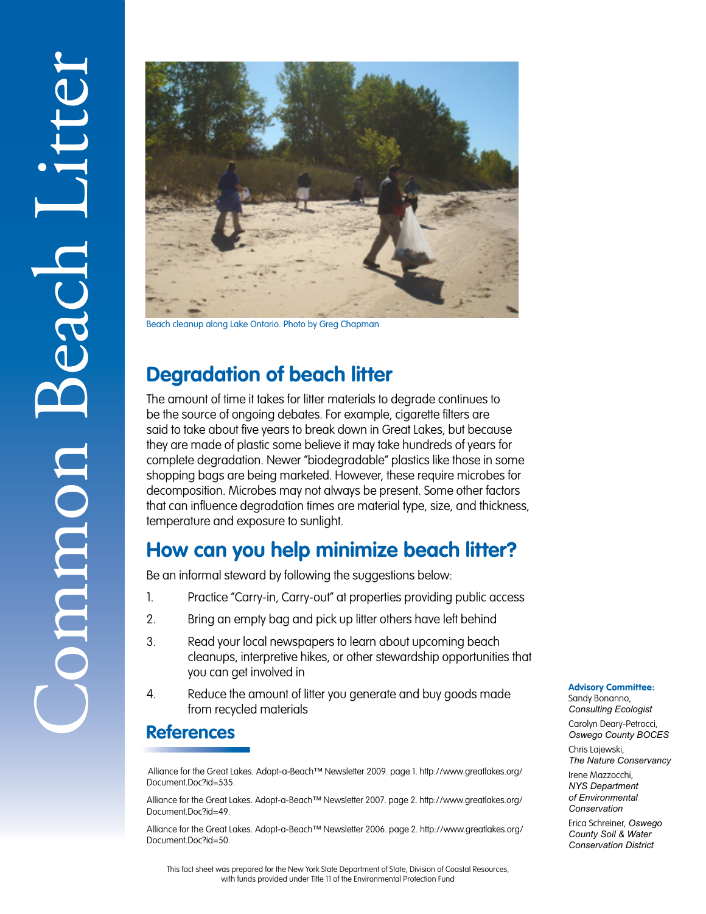Beach cleanup along Lake Ontario. Photo by Greg Chapman

## Degradation of beach litter

The amount of time it takes for litter materials to degrade continues to be the source of ongoing debates. For example, cigarette filters are said to take about five years to break down in Great Lakes, but because they are made of plastic some believe it may take hundreds of years for complete degradation. Newer "biodegradable" plastics like those in some shopping bags are being marketed. However, these require microbes for decomposition. Microbes may not always be present. Some other factors that can influence degradation times are material type, size, and thickness, temperature and exposure to sunlight.

## How can you help minimize beach litter?

Be an informal steward by following the suggestions below:

1. Practice "Carry-in, Carry-out" at properties providing public access
2. Bring an empty bag and pick up litter others have left behind
3. Read your local newspapers to learn about upcoming beach cleanups, interpretive hikes, or other stewardship opportunities that you can get involved in
4. Reduce the amount of litter you generate and buy goods made from recycled materials

## References

Alliance for the Great Lakes. Adopt-a-Beach™ Newsletter 2009. page 1. http://www.greatlakes.org/Document.Doc?id=535.

Alliance for the Great Lakes. Adopt-a-Beach™ Newsletter 2007. page 2. http://www.greatlakes.org/Document.Doc?id=49.

Alliance for the Great Lakes. Adopt-a-Beach™ Newsletter 2006. page 2. http://www.greatlakes.org/Document.Doc?id=50.

**Advisory Committee:**

Sandy Bonanno, *Consulting Ecologist*

Carolyn Deary-Petrocci, *Oswego County BOCES*

Chris Lajewski, *The Nature Conservancy*

Irene Mazzocchi, *NYS Department of Environmental Conservation*

Erica Schreiner, *Oswego County Soil & Water Conservation District*

This fact sheet was prepared for the New York State Department of State, Division of Coastal Resources, with funds provided under Title 11 of the Environmental Protection Fund